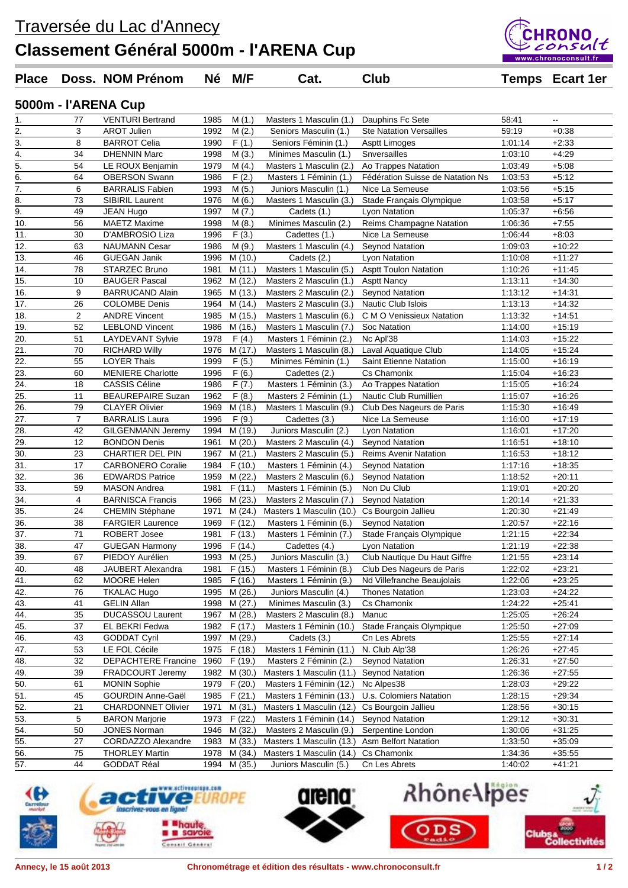# Traversée du Lac d'Annecy

# Classement Général 5000m - l'ARENA Cup

## 5000m - l'ARENA Cup

| Place | Doss. | NOM Prénom | Né | M/F | Cat. | Club | Temps | Ecart 1er |
|---|---|---|---|---|---|---|---|---|
| 1. | 77 | VENTURI Bertrand | 1985 | M (1.) | Masters 1 Masculin (1.) | Dauphins Fc Sete | 58:41 | -- |
| 2. | 3 | AROT Julien | 1992 | M (2.) | Seniors Masculin (1.) | Ste Natation Versailles | 59:19 | +0:38 |
| 3. | 8 | BARROT Celia | 1990 | F (1.) | Seniors Féminin (1.) | Asptt Limoges | 1:01:14 | +2:33 |
| 4. | 34 | DHENNIN Marc | 1998 | M (3.) | Minimes Masculin (1.) | Snversailles | 1:03:10 | +4:29 |
| 5. | 54 | LE ROUX Benjamin | 1979 | M (4.) | Masters 1 Masculin (2.) | Ao Trappes Natation | 1:03:49 | +5:08 |
| 6. | 64 | OBERSON Swann | 1986 | F (2.) | Masters 1 Féminin (1.) | Fédération Suisse de Natation Ns | 1:03:53 | +5:12 |
| 7. | 6 | BARRALIS Fabien | 1993 | M (5.) | Juniors Masculin (1.) | Nice La Semeuse | 1:03:56 | +5:15 |
| 8. | 73 | SIBIRIL Laurent | 1976 | M (6.) | Masters 1 Masculin (3.) | Stade Français Olympique | 1:03:58 | +5:17 |
| 9. | 49 | JEAN Hugo | 1997 | M (7.) | Cadets (1.) | Lyon Natation | 1:05:37 | +6:56 |
| 10. | 56 | MAETZ Maxime | 1998 | M (8.) | Minimes Masculin (2.) | Reims Champagne Natation | 1:06:36 | +7:55 |
| 11. | 30 | D'AMBROSIO Liza | 1996 | F (3.) | Cadettes (1.) | Nice La Semeuse | 1:06:44 | +8:03 |
| 12. | 63 | NAUMANN Cesar | 1986 | M (9.) | Masters 1 Masculin (4.) | Seynod Natation | 1:09:03 | +10:22 |
| 13. | 46 | GUEGAN Janik | 1996 | M (10.) | Cadets (2.) | Lyon Natation | 1:10:08 | +11:27 |
| 14. | 78 | STARZEC Bruno | 1981 | M (11.) | Masters 1 Masculin (5.) | Asptt Toulon Natation | 1:10:26 | +11:45 |
| 15. | 10 | BAUGER Pascal | 1962 | M (12.) | Masters 2 Masculin (1.) | Asptt Nancy | 1:13:11 | +14:30 |
| 16. | 9 | BARRUCAND Alain | 1965 | M (13.) | Masters 2 Masculin (2.) | Seynod Natation | 1:13:12 | +14:31 |
| 17. | 26 | COLOMBE Denis | 1964 | M (14.) | Masters 2 Masculin (3.) | Nautic Club Islois | 1:13:13 | +14:32 |
| 18. | 2 | ANDRE Vincent | 1985 | M (15.) | Masters 1 Masculin (6.) | C M O Venissieux Natation | 1:13:32 | +14:51 |
| 19. | 52 | LEBLOND Vincent | 1986 | M (16.) | Masters 1 Masculin (7.) | Soc Natation | 1:14:00 | +15:19 |
| 20. | 51 | LAYDEVANT Sylvie | 1978 | F (4.) | Masters 1 Féminin (2.) | Nc Apl'38 | 1:14:03 | +15:22 |
| 21. | 70 | RICHARD Willy | 1976 | M (17.) | Masters 1 Masculin (8.) | Laval Aquatique Club | 1:14:05 | +15:24 |
| 22. | 55 | LOYER Thais | 1999 | F (5.) | Minimes Féminin (1.) | Saint Etienne Natation | 1:15:00 | +16:19 |
| 23. | 60 | MENIERE Charlotte | 1996 | F (6.) | Cadettes (2.) | Cs Chamonix | 1:15:04 | +16:23 |
| 24. | 18 | CASSIS Céline | 1986 | F (7.) | Masters 1 Féminin (3.) | Ao Trappes Natation | 1:15:05 | +16:24 |
| 25. | 11 | BEAUREPAIRE Suzan | 1962 | F (8.) | Masters 2 Féminin (1.) | Nautic Club Rumillien | 1:15:07 | +16:26 |
| 26. | 79 | CLAYER Olivier | 1969 | M (18.) | Masters 1 Masculin (9.) | Club Des Nageurs de Paris | 1:15:30 | +16:49 |
| 27. | 7 | BARRALIS Laura | 1996 | F (9.) | Cadettes (3.) | Nice La Semeuse | 1:16:00 | +17:19 |
| 28. | 42 | GILGENMANN Jeremy | 1994 | M (19.) | Juniors Masculin (2.) | Lyon Natation | 1:16:01 | +17:20 |
| 29. | 12 | BONDON Denis | 1961 | M (20.) | Masters 2 Masculin (4.) | Seynod Natation | 1:16:51 | +18:10 |
| 30. | 23 | CHARTIER DEL PIN | 1967 | M (21.) | Masters 2 Masculin (5.) | Reims Avenir Natation | 1:16:53 | +18:12 |
| 31. | 17 | CARBONERO Coralie | 1984 | F (10.) | Masters 1 Féminin (4.) | Seynod Natation | 1:17:16 | +18:35 |
| 32. | 36 | EDWARDS Patrice | 1959 | M (22.) | Masters 2 Masculin (6.) | Seynod Natation | 1:18:52 | +20:11 |
| 33. | 59 | MASON Andrea | 1981 | F (11.) | Masters 1 Féminin (5.) | Non Du Club | 1:19:01 | +20:20 |
| 34. | 4 | BARNISCA Francis | 1966 | M (23.) | Masters 2 Masculin (7.) | Seynod Natation | 1:20:14 | +21:33 |
| 35. | 24 | CHEMIN Stéphane | 1971 | M (24.) | Masters 1 Masculin (10.) | Cs Bourgoin Jallieu | 1:20:30 | +21:49 |
| 36. | 38 | FARGIER Laurence | 1969 | F (12.) | Masters 1 Féminin (6.) | Seynod Natation | 1:20:57 | +22:16 |
| 37. | 71 | ROBERT Josee | 1981 | F (13.) | Masters 1 Féminin (7.) | Stade Français Olympique | 1:21:15 | +22:34 |
| 38. | 47 | GUEGAN Harmony | 1996 | F (14.) | Cadettes (4.) | Lyon Natation | 1:21:19 | +22:38 |
| 39. | 67 | PIEDOY Aurélien | 1993 | M (25.) | Juniors Masculin (3.) | Club Nautique Du Haut Giffre | 1:21:55 | +23:14 |
| 40. | 48 | JAUBERT Alexandra | 1981 | F (15.) | Masters 1 Féminin (8.) | Club Des Nageurs de Paris | 1:22:02 | +23:21 |
| 41. | 62 | MOORE Helen | 1985 | F (16.) | Masters 1 Féminin (9.) | Nd Villefranche Beaujolais | 1:22:06 | +23:25 |
| 42. | 76 | TKALAC Hugo | 1995 | M (26.) | Juniors Masculin (4.) | Thones Natation | 1:23:03 | +24:22 |
| 43. | 41 | GELIN Allan | 1998 | M (27.) | Minimes Masculin (3.) | Cs Chamonix | 1:24:22 | +25:41 |
| 44. | 35 | DUCASSOU Laurent | 1967 | M (28.) | Masters 2 Masculin (8.) | Manuc | 1:25:05 | +26:24 |
| 45. | 37 | EL BEKRI Fedwa | 1982 | F (17.) | Masters 1 Féminin (10.) | Stade Français Olympique | 1:25:50 | +27:09 |
| 46. | 43 | GODDAT Cyril | 1997 | M (29.) | Cadets (3.) | Cn Les Abrets | 1:25:55 | +27:14 |
| 47. | 53 | LE FOL Cécile | 1975 | F (18.) | Masters 1 Féminin (11.) | N. Club Alp'38 | 1:26:26 | +27:45 |
| 48. | 32 | DEPACHTERE Francine | 1960 | F (19.) | Masters 2 Féminin (2.) | Seynod Natation | 1:26:31 | +27:50 |
| 49. | 39 | FRADCOURT Jeremy | 1982 | M (30.) | Masters 1 Masculin (11.) | Seynod Natation | 1:26:36 | +27:55 |
| 50. | 61 | MONIN Sophie | 1979 | F (20.) | Masters 1 Féminin (12.) | Nc Alpes38 | 1:28:03 | +29:22 |
| 51. | 45 | GOURDIN Anne-Gaël | 1985 | F (21.) | Masters 1 Féminin (13.) | U.s. Colomiers Natation | 1:28:15 | +29:34 |
| 52. | 21 | CHARDONNET Olivier | 1971 | M (31.) | Masters 1 Masculin (12.) | Cs Bourgoin Jallieu | 1:28:56 | +30:15 |
| 53. | 5 | BARON Marjorie | 1973 | F (22.) | Masters 1 Féminin (14.) | Seynod Natation | 1:29:12 | +30:31 |
| 54. | 50 | JONES Norman | 1946 | M (32.) | Masters 2 Masculin (9.) | Serpentine London | 1:30:06 | +31:25 |
| 55. | 27 | CORDAZZO Alexandre | 1983 | M (33.) | Masters 1 Masculin (13.) | Asm Belfort Natation | 1:33:50 | +35:09 |
| 56. | 75 | THORLEY Martin | 1978 | M (34.) | Masters 1 Masculin (14.) | Cs Chamonix | 1:34:36 | +35:55 |
| 57. | 44 | GODDAT Réal | 1994 | M (35.) | Juniors Masculin (5.) | Cn Les Abrets | 1:40:02 | +41:21 |

Annecy, le 15 août 2013 — Chronométrage et édition des résultats - www.chronoconsult.fr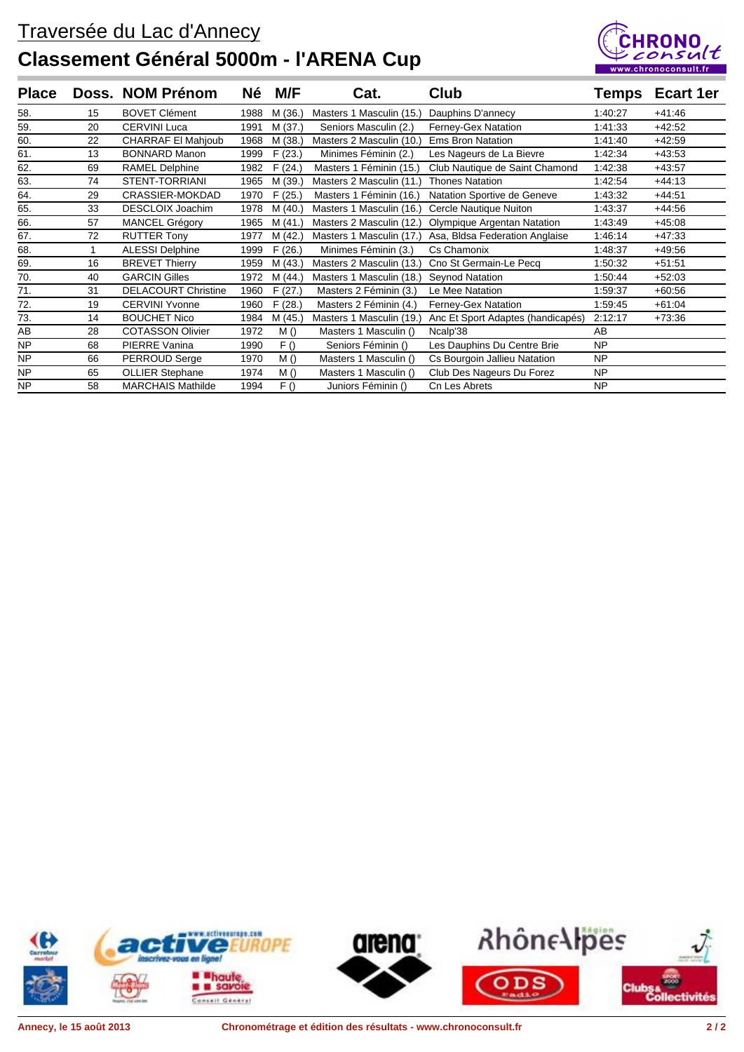# Traversée du Lac d'Annecy

## Classement Général 5000m - l'ARENA Cup

| Place | Doss. | NOM Prénom | Né | M/F | Cat. | Club | Temps | Ecart 1er |
|---|---|---|---|---|---|---|---|---|
| 58. | 15 | BOVET Clément | 1988 | M (36.) | Masters 1 Masculin (15.) | Dauphins D'annecy | 1:40:27 | +41:46 |
| 59. | 20 | CERVINI Luca | 1991 | M (37.) | Seniors Masculin (2.) | Ferney-Gex Natation | 1:41:33 | +42:52 |
| 60. | 22 | CHARRAF El Mahjoub | 1968 | M (38.) | Masters 2 Masculin (10.) | Ems Bron Natation | 1:41:40 | +42:59 |
| 61. | 13 | BONNARD Manon | 1999 | F (23.) | Minimes Féminin (2.) | Les Nageurs de La Bievre | 1:42:34 | +43:53 |
| 62. | 69 | RAMEL Delphine | 1982 | F (24.) | Masters 1 Féminin (15.) | Club Nautique de Saint Chamond | 1:42:38 | +43:57 |
| 63. | 74 | STENT-TORRIANI | 1965 | M (39.) | Masters 2 Masculin (11.) | Thones Natation | 1:42:54 | +44:13 |
| 64. | 29 | CRASSIER-MOKDAD | 1970 | F (25.) | Masters 1 Féminin (16.) | Natation Sportive de Geneve | 1:43:32 | +44:51 |
| 65. | 33 | DESCLOIX Joachim | 1978 | M (40.) | Masters 1 Masculin (16.) | Cercle Nautique Nuiton | 1:43:37 | +44:56 |
| 66. | 57 | MANCEL Grégory | 1965 | M (41.) | Masters 2 Masculin (12.) | Olympique Argentan Natation | 1:43:49 | +45:08 |
| 67. | 72 | RUTTER Tony | 1977 | M (42.) | Masters 1 Masculin (17.) | Asa, Bldsa Federation Anglaise | 1:46:14 | +47:33 |
| 68. | 1 | ALESSI Delphine | 1999 | F (26.) | Minimes Féminin (3.) | Cs Chamonix | 1:48:37 | +49:56 |
| 69. | 16 | BREVET Thierry | 1959 | M (43.) | Masters 2 Masculin (13.) | Cno St Germain-Le Pecq | 1:50:32 | +51:51 |
| 70. | 40 | GARCIN Gilles | 1972 | M (44.) | Masters 1 Masculin (18.) | Seynod Natation | 1:50:44 | +52:03 |
| 71. | 31 | DELACOURT Christine | 1960 | F (27.) | Masters 2 Féminin (3.) | Le Mee Natation | 1:59:37 | +60:56 |
| 72. | 19 | CERVINI Yvonne | 1960 | F (28.) | Masters 2 Féminin (4.) | Ferney-Gex Natation | 1:59:45 | +61:04 |
| 73. | 14 | BOUCHET Nico | 1984 | M (45.) | Masters 1 Masculin (19.) | Anc Et Sport Adaptes (handicapés) | 2:12:17 | +73:36 |
| AB | 28 | COTASSON Olivier | 1972 | M () | Masters 1 Masculin () | Ncalp'38 | AB | |
| NP | 68 | PIERRE Vanina | 1990 | F () | Seniors Féminin () | Les Dauphins Du Centre Brie | NP | |
| NP | 66 | PERROUD Serge | 1970 | M () | Masters 1 Masculin () | Cs Bourgoin Jallieu Natation | NP | |
| NP | 65 | OLLIER Stephane | 1974 | M () | Masters 1 Masculin () | Club Des Nageurs Du Forez | NP | |
| NP | 58 | MARCHAIS Mathilde | 1994 | F () | Juniors Féminin () | Cn Les Abrets | NP | |

Annecy, le 15 août 2013 — Chronométrage et édition des résultats - www.chronoconsult.fr